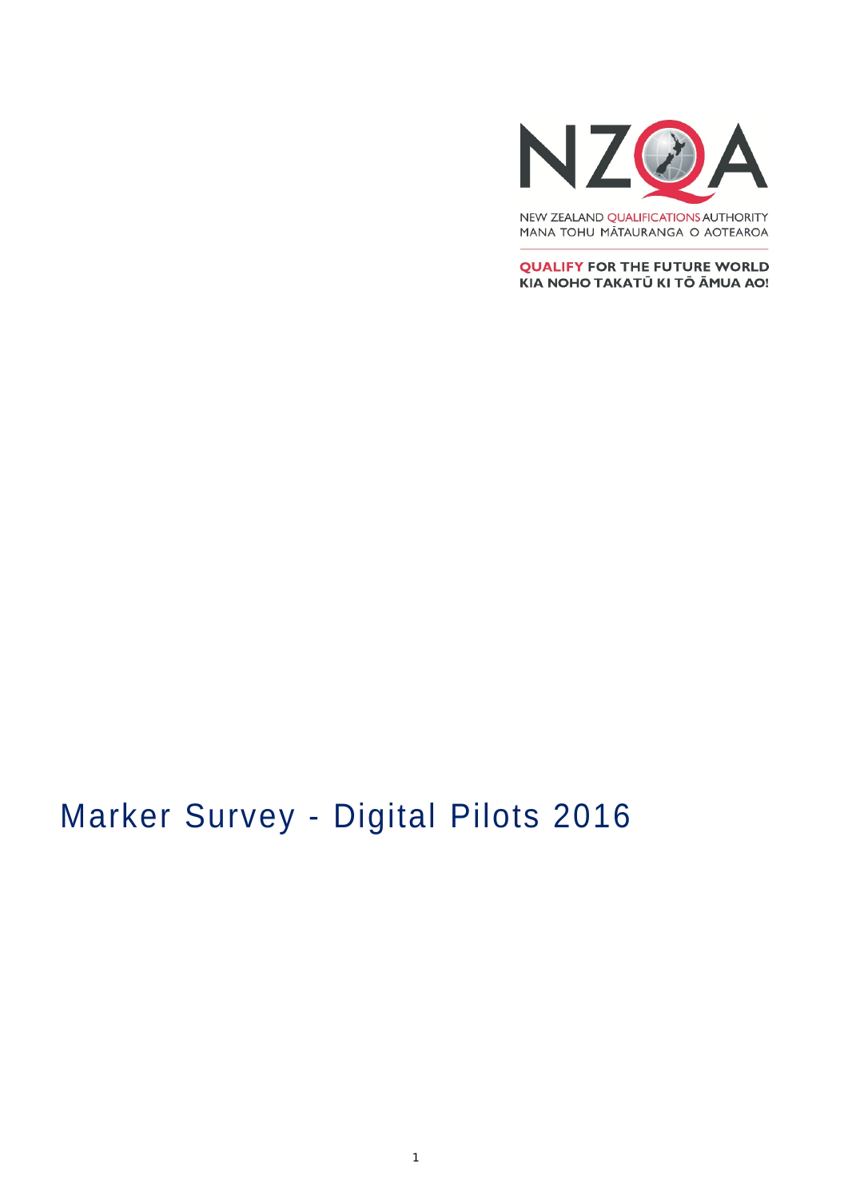NEW ZEALAND QUALIFICATIONS AUTHORITY
MANA TOHU MĀTAURANGA O AOTEAROA

**QUALIFY FOR THE FUTURE WORLD**
**KIA NOHO TAKATŪ KI TŌ ĀMUA AO!**

# Marker Survey - Digital Pilots 2016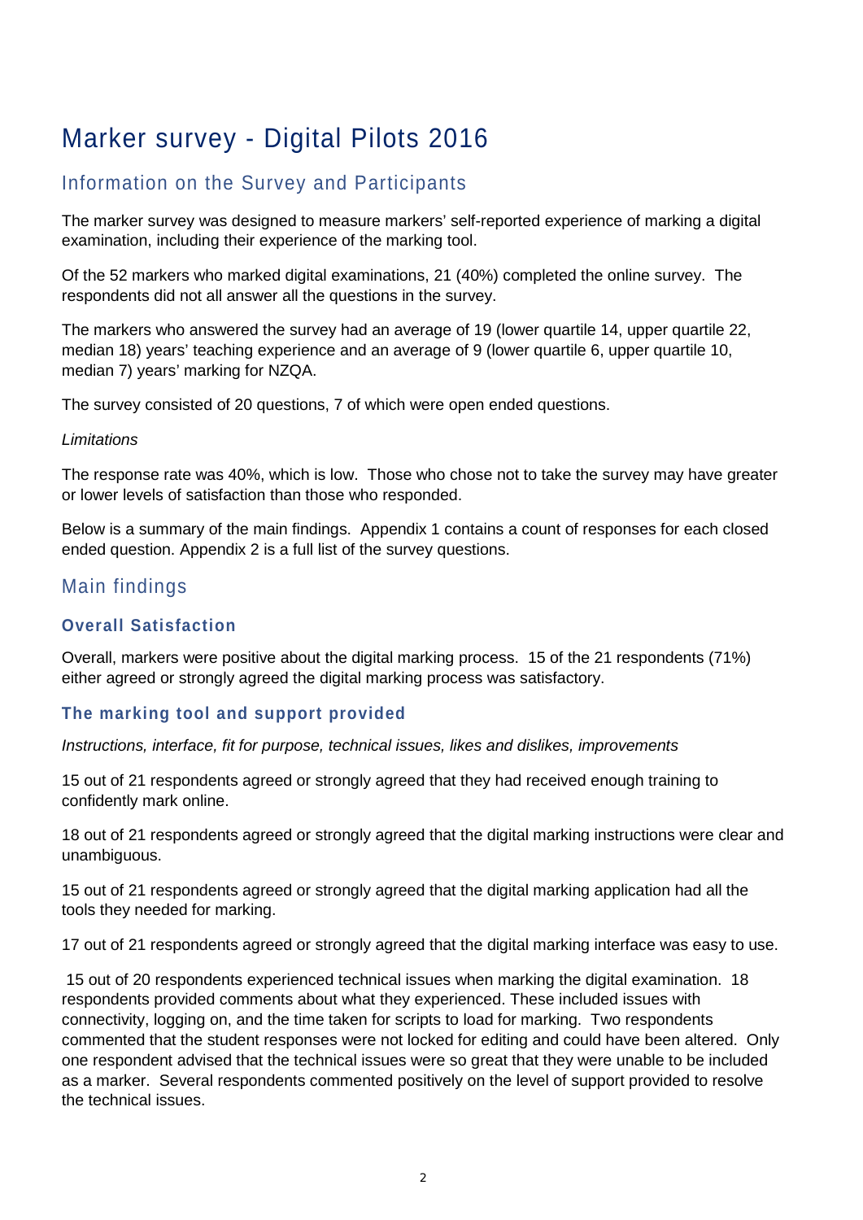# Marker survey - Digital Pilots 2016

## Information on the Survey and Participants

The marker survey was designed to measure markers' self-reported experience of marking a digital examination, including their experience of the marking tool.

Of the 52 markers who marked digital examinations, 21 (40%) completed the online survey. The respondents did not all answer all the questions in the survey.

The markers who answered the survey had an average of 19 (lower quartile 14, upper quartile 22, median 18) years' teaching experience and an average of 9 (lower quartile 6, upper quartile 10, median 7) years' marking for NZQA.

The survey consisted of 20 questions, 7 of which were open ended questions.

*Limitations*

The response rate was 40%, which is low. Those who chose not to take the survey may have greater or lower levels of satisfaction than those who responded.

Below is a summary of the main findings. Appendix 1 contains a count of responses for each closed ended question. Appendix 2 is a full list of the survey questions.

## Main findings

### Overall Satisfaction

Overall, markers were positive about the digital marking process. 15 of the 21 respondents (71%) either agreed or strongly agreed the digital marking process was satisfactory.

### The marking tool and support provided

*Instructions, interface, fit for purpose, technical issues, likes and dislikes, improvements*

15 out of 21 respondents agreed or strongly agreed that they had received enough training to confidently mark online.

18 out of 21 respondents agreed or strongly agreed that the digital marking instructions were clear and unambiguous.

15 out of 21 respondents agreed or strongly agreed that the digital marking application had all the tools they needed for marking.

17 out of 21 respondents agreed or strongly agreed that the digital marking interface was easy to use.

15 out of 20 respondents experienced technical issues when marking the digital examination. 18 respondents provided comments about what they experienced. These included issues with connectivity, logging on, and the time taken for scripts to load for marking. Two respondents commented that the student responses were not locked for editing and could have been altered. Only one respondent advised that the technical issues were so great that they were unable to be included as a marker. Several respondents commented positively on the level of support provided to resolve the technical issues.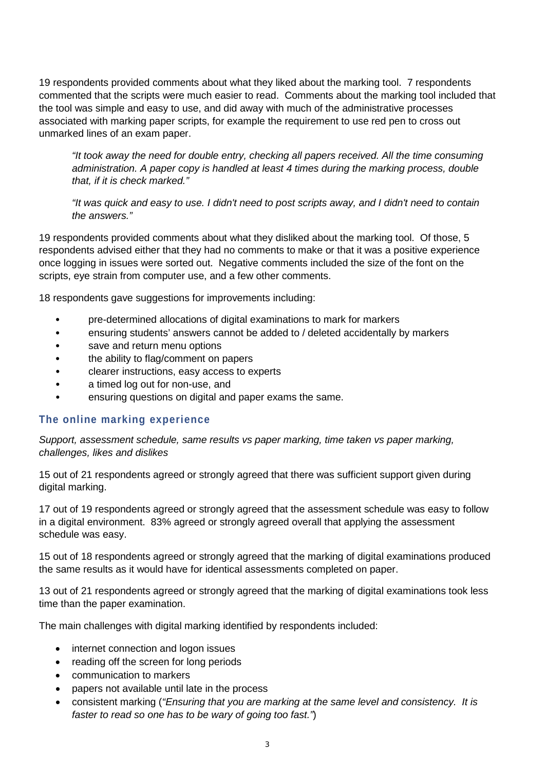19 respondents provided comments about what they liked about the marking tool. 7 respondents commented that the scripts were much easier to read. Comments about the marking tool included that the tool was simple and easy to use, and did away with much of the administrative processes associated with marking paper scripts, for example the requirement to use red pen to cross out unmarked lines of an exam paper.

> *"It took away the need for double entry, checking all papers received. All the time consuming administration. A paper copy is handled at least 4 times during the marking process, double that, if it is check marked."*

> *"It was quick and easy to use. I didn't need to post scripts away, and I didn't need to contain the answers."*

19 respondents provided comments about what they disliked about the marking tool. Of those, 5 respondents advised either that they had no comments to make or that it was a positive experience once logging in issues were sorted out. Negative comments included the size of the font on the scripts, eye strain from computer use, and a few other comments.

18 respondents gave suggestions for improvements including:

- pre-determined allocations of digital examinations to mark for markers
- ensuring students' answers cannot be added to / deleted accidentally by markers
- save and return menu options
- the ability to flag/comment on papers
- clearer instructions, easy access to experts
- a timed log out for non-use, and
- ensuring questions on digital and paper exams the same.

### The online marking experience

*Support, assessment schedule, same results vs paper marking, time taken vs paper marking, challenges, likes and dislikes*

15 out of 21 respondents agreed or strongly agreed that there was sufficient support given during digital marking.

17 out of 19 respondents agreed or strongly agreed that the assessment schedule was easy to follow in a digital environment. 83% agreed or strongly agreed overall that applying the assessment schedule was easy.

15 out of 18 respondents agreed or strongly agreed that the marking of digital examinations produced the same results as it would have for identical assessments completed on paper.

13 out of 21 respondents agreed or strongly agreed that the marking of digital examinations took less time than the paper examination.

The main challenges with digital marking identified by respondents included:

- internet connection and logon issues
- reading off the screen for long periods
- communication to markers
- papers not available until late in the process
- consistent marking (*"Ensuring that you are marking at the same level and consistency. It is faster to read so one has to be wary of going too fast."*)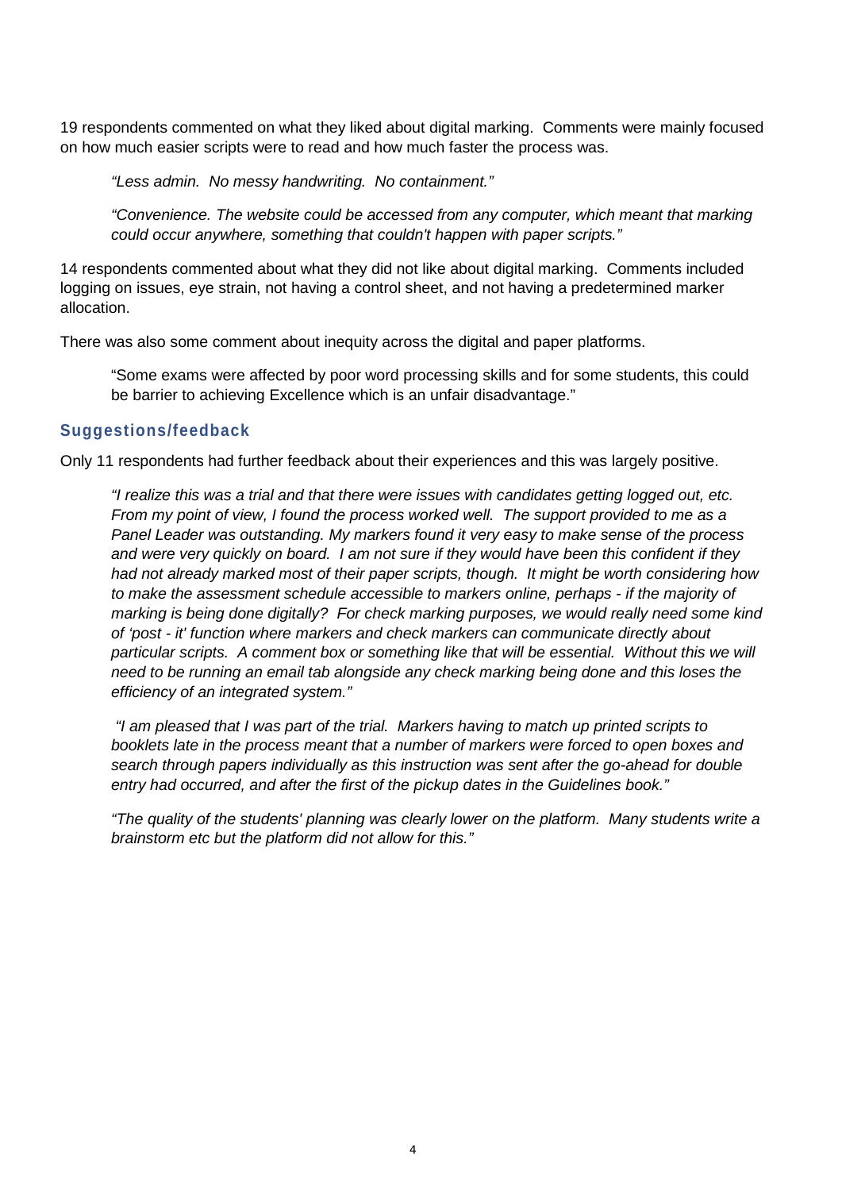19 respondents commented on what they liked about digital marking. Comments were mainly focused on how much easier scripts were to read and how much faster the process was.

> *"Less admin. No messy handwriting. No containment."*
>
> *"Convenience. The website could be accessed from any computer, which meant that marking could occur anywhere, something that couldn't happen with paper scripts."*

14 respondents commented about what they did not like about digital marking. Comments included logging on issues, eye strain, not having a control sheet, and not having a predetermined marker allocation.

There was also some comment about inequity across the digital and paper platforms.

> "Some exams were affected by poor word processing skills and for some students, this could be barrier to achieving Excellence which is an unfair disadvantage."

## Suggestions/feedback

Only 11 respondents had further feedback about their experiences and this was largely positive.

> *"I realize this was a trial and that there were issues with candidates getting logged out, etc. From my point of view, I found the process worked well. The support provided to me as a Panel Leader was outstanding. My markers found it very easy to make sense of the process and were very quickly on board. I am not sure if they would have been this confident if they had not already marked most of their paper scripts, though. It might be worth considering how to make the assessment schedule accessible to markers online, perhaps - if the majority of marking is being done digitally? For check marking purposes, we would really need some kind of 'post - it' function where markers and check markers can communicate directly about particular scripts. A comment box or something like that will be essential. Without this we will need to be running an email tab alongside any check marking being done and this loses the efficiency of an integrated system."*
>
> *"I am pleased that I was part of the trial. Markers having to match up printed scripts to booklets late in the process meant that a number of markers were forced to open boxes and search through papers individually as this instruction was sent after the go-ahead for double entry had occurred, and after the first of the pickup dates in the Guidelines book."*
>
> *"The quality of the students' planning was clearly lower on the platform. Many students write a brainstorm etc but the platform did not allow for this."*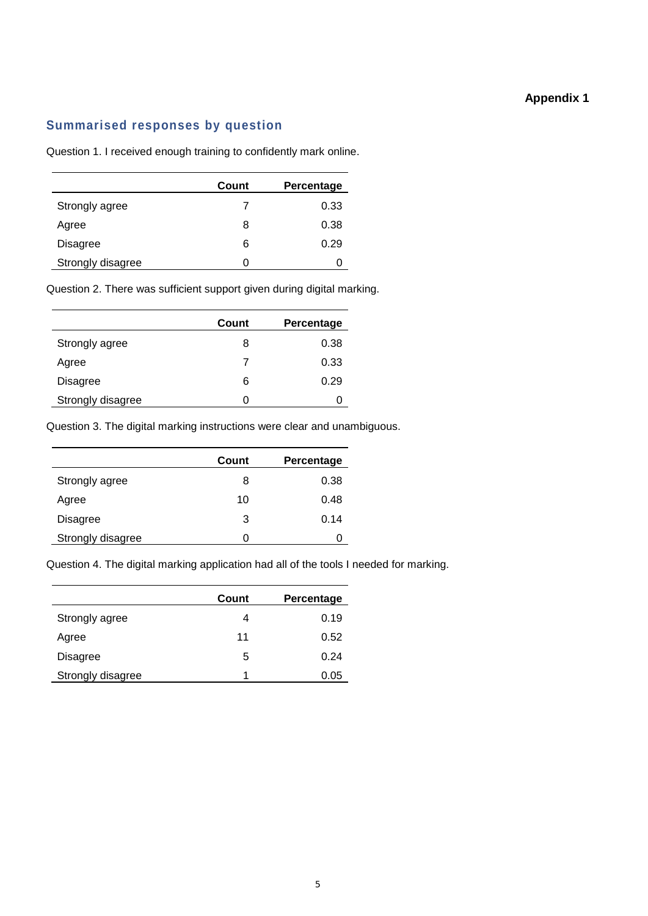**Appendix 1**

## Summarised responses by question

Question 1. I received enough training to confidently mark online.

| | Count | Percentage |
|---|---|---|
| Strongly agree | 7 | 0.33 |
| Agree | 8 | 0.38 |
| Disagree | 6 | 0.29 |
| Strongly disagree | 0 | 0 |

Question 2. There was sufficient support given during digital marking.

| | Count | Percentage |
|---|---|---|
| Strongly agree | 8 | 0.38 |
| Agree | 7 | 0.33 |
| Disagree | 6 | 0.29 |
| Strongly disagree | 0 | 0 |

Question 3. The digital marking instructions were clear and unambiguous.

| | Count | Percentage |
|---|---|---|
| Strongly agree | 8 | 0.38 |
| Agree | 10 | 0.48 |
| Disagree | 3 | 0.14 |
| Strongly disagree | 0 | 0 |

Question 4. The digital marking application had all of the tools I needed for marking.

| | Count | Percentage |
|---|---|---|
| Strongly agree | 4 | 0.19 |
| Agree | 11 | 0.52 |
| Disagree | 5 | 0.24 |
| Strongly disagree | 1 | 0.05 |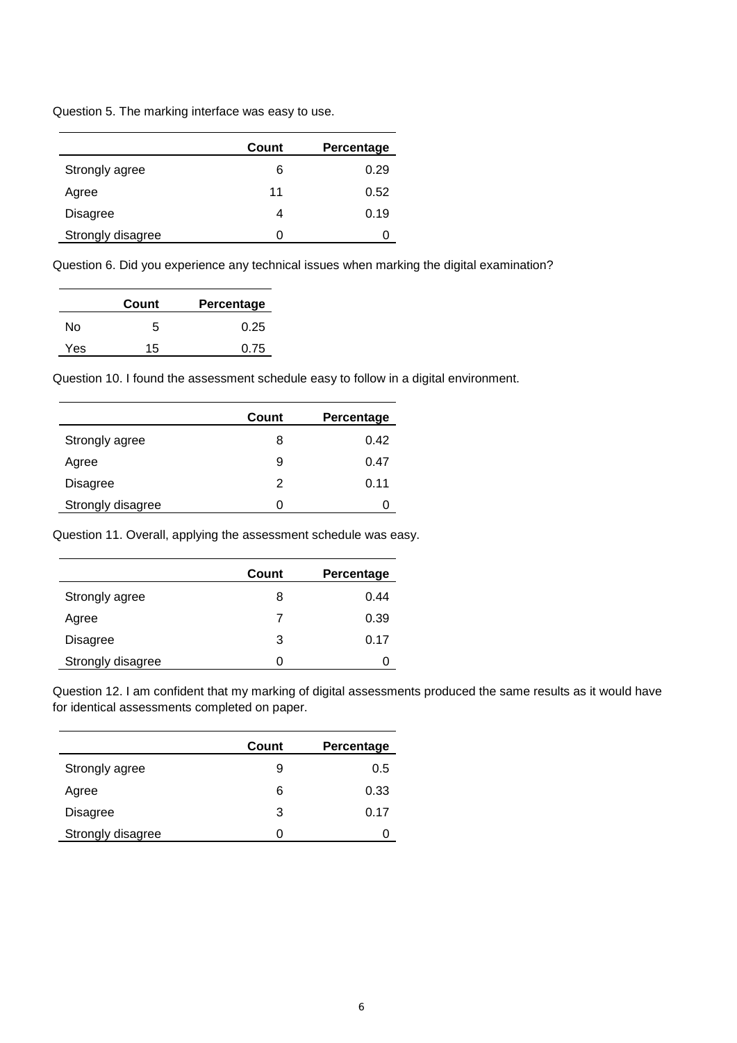Question 5. The marking interface was easy to use.

| | Count | Percentage |
|---|---|---|
| Strongly agree | 6 | 0.29 |
| Agree | 11 | 0.52 |
| Disagree | 4 | 0.19 |
| Strongly disagree | 0 | 0 |

Question 6. Did you experience any technical issues when marking the digital examination?

| | Count | Percentage |
|---|---|---|
| No | 5 | 0.25 |
| Yes | 15 | 0.75 |

Question 10. I found the assessment schedule easy to follow in a digital environment.

| | Count | Percentage |
|---|---|---|
| Strongly agree | 8 | 0.42 |
| Agree | 9 | 0.47 |
| Disagree | 2 | 0.11 |
| Strongly disagree | 0 | 0 |

Question 11. Overall, applying the assessment schedule was easy.

| | Count | Percentage |
|---|---|---|
| Strongly agree | 8 | 0.44 |
| Agree | 7 | 0.39 |
| Disagree | 3 | 0.17 |
| Strongly disagree | 0 | 0 |

Question 12. I am confident that my marking of digital assessments produced the same results as it would have for identical assessments completed on paper.

| | Count | Percentage |
|---|---|---|
| Strongly agree | 9 | 0.5 |
| Agree | 6 | 0.33 |
| Disagree | 3 | 0.17 |
| Strongly disagree | 0 | 0 |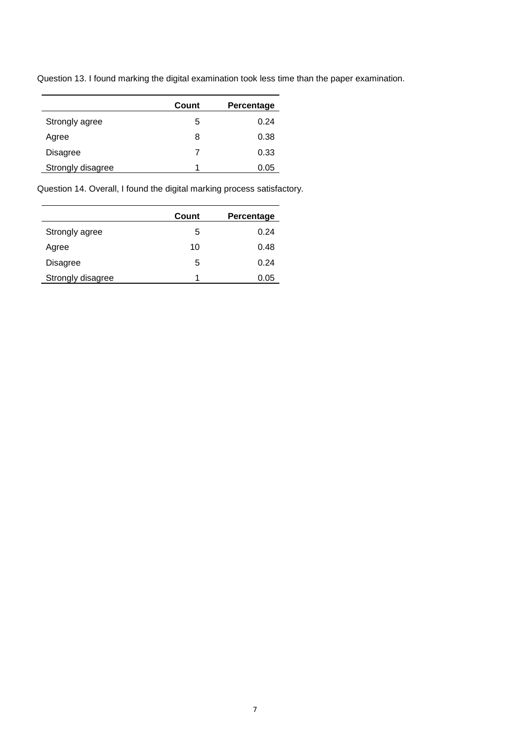Question 13. I found marking the digital examination took less time than the paper examination.

| | Count | Percentage |
|---|---|---|
| Strongly agree | 5 | 0.24 |
| Agree | 8 | 0.38 |
| Disagree | 7 | 0.33 |
| Strongly disagree | 1 | 0.05 |

Question 14. Overall, I found the digital marking process satisfactory.

| | Count | Percentage |
|---|---|---|
| Strongly agree | 5 | 0.24 |
| Agree | 10 | 0.48 |
| Disagree | 5 | 0.24 |
| Strongly disagree | 1 | 0.05 |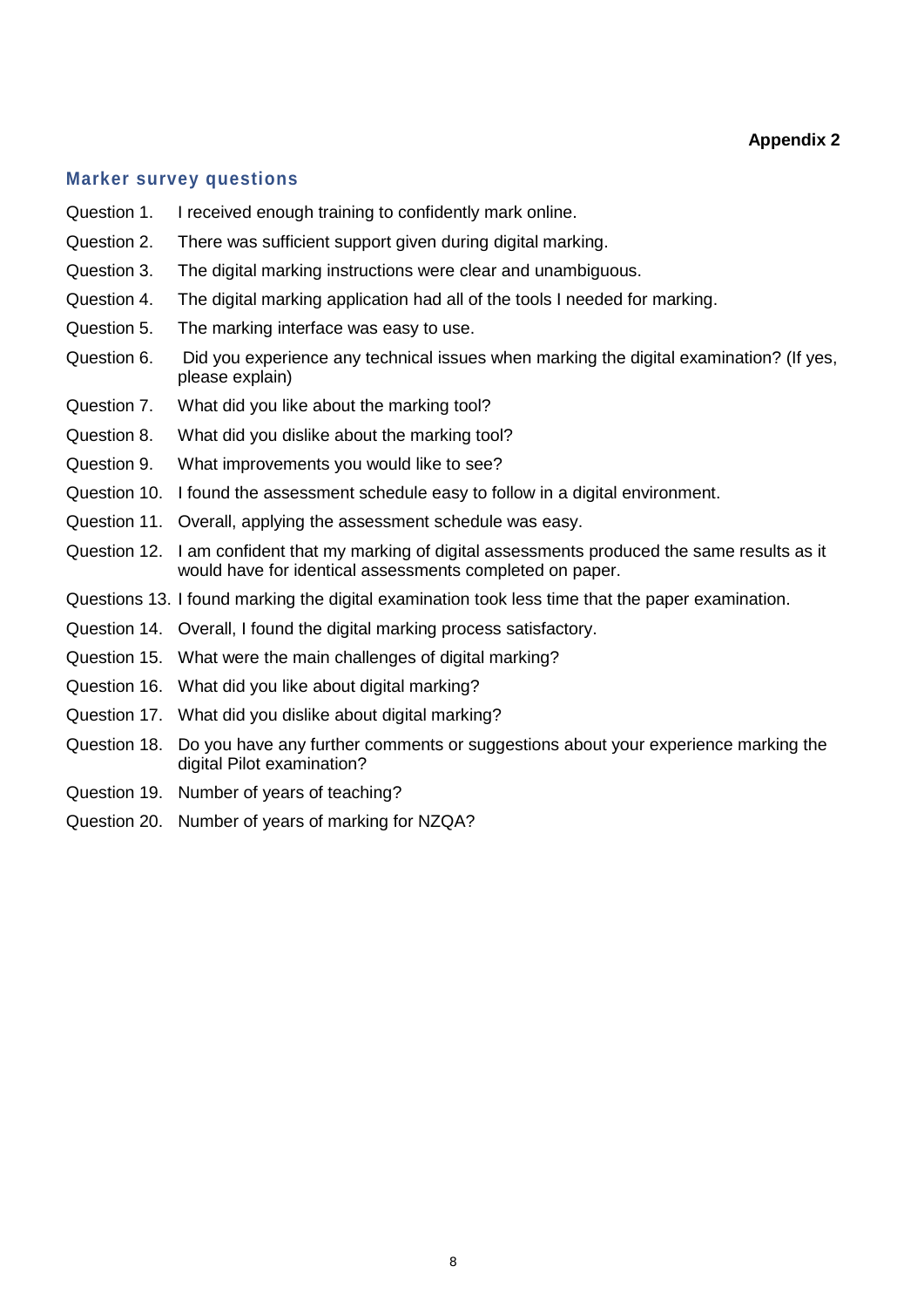**Appendix 2**

## Marker survey questions

Question 1. I received enough training to confidently mark online.

Question 2. There was sufficient support given during digital marking.

Question 3. The digital marking instructions were clear and unambiguous.

Question 4. The digital marking application had all of the tools I needed for marking.

Question 5. The marking interface was easy to use.

Question 6. Did you experience any technical issues when marking the digital examination? (If yes, please explain)

Question 7. What did you like about the marking tool?

Question 8. What did you dislike about the marking tool?

Question 9. What improvements you would like to see?

Question 10. I found the assessment schedule easy to follow in a digital environment.

Question 11. Overall, applying the assessment schedule was easy.

Question 12. I am confident that my marking of digital assessments produced the same results as it would have for identical assessments completed on paper.

Questions 13. I found marking the digital examination took less time that the paper examination.

Question 14. Overall, I found the digital marking process satisfactory.

Question 15. What were the main challenges of digital marking?

Question 16. What did you like about digital marking?

Question 17. What did you dislike about digital marking?

Question 18. Do you have any further comments or suggestions about your experience marking the digital Pilot examination?

Question 19. Number of years of teaching?

Question 20. Number of years of marking for NZQA?